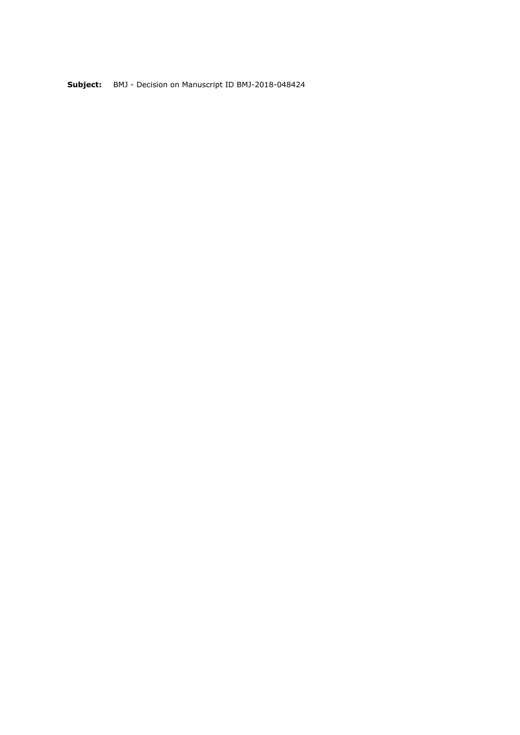**Subject:** BMJ - Decision on Manuscript ID BMJ-2018-048424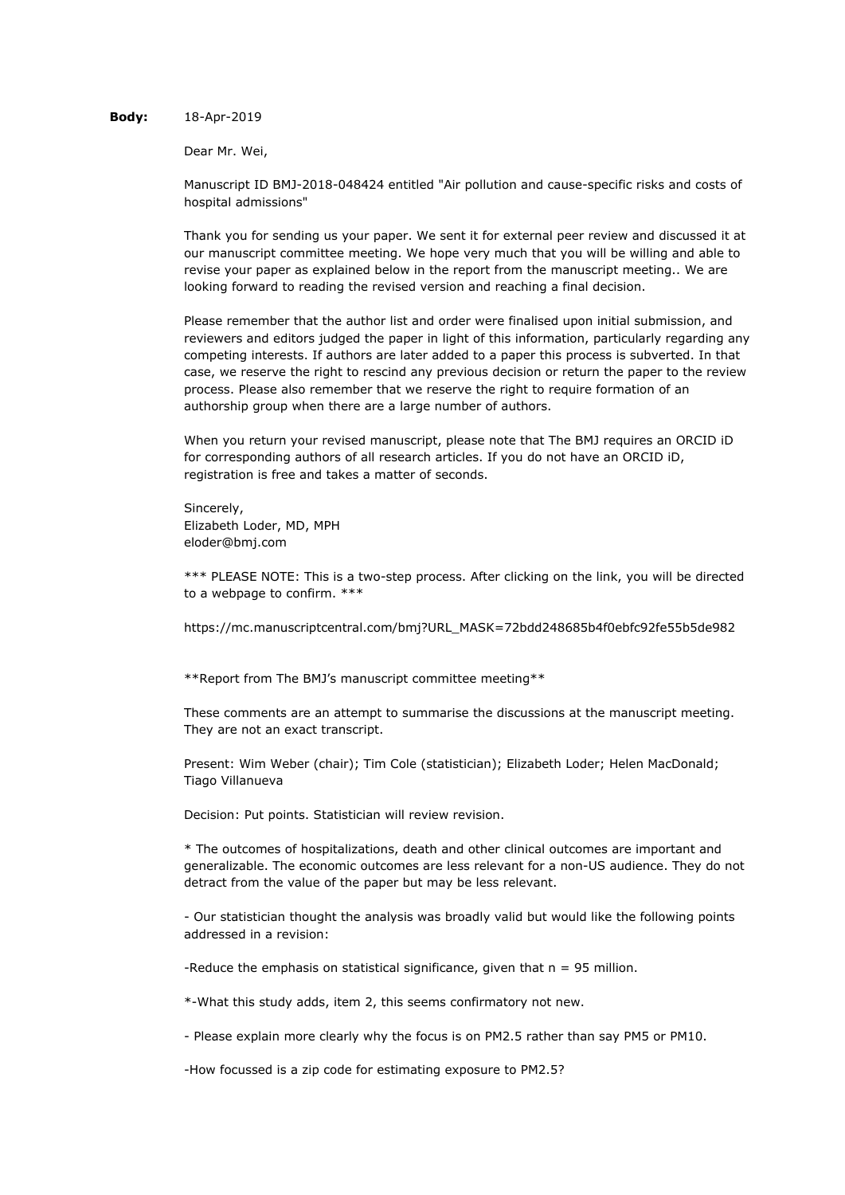**Body:** 18-Apr-2019

Dear Mr. Wei,

Manuscript ID BMJ-2018-048424 entitled "Air pollution and cause-specific risks and costs of hospital admissions"

Thank you for sending us your paper. We sent it for external peer review and discussed it at our manuscript committee meeting. We hope very much that you will be willing and able to revise your paper as explained below in the report from the manuscript meeting.. We are looking forward to reading the revised version and reaching a final decision.

Please remember that the author list and order were finalised upon initial submission, and reviewers and editors judged the paper in light of this information, particularly regarding any competing interests. If authors are later added to a paper this process is subverted. In that case, we reserve the right to rescind any previous decision or return the paper to the review process. Please also remember that we reserve the right to require formation of an authorship group when there are a large number of authors.

When you return your revised manuscript, please note that The BMJ requires an ORCID iD for corresponding authors of all research articles. If you do not have an ORCID iD, registration is free and takes a matter of seconds.

Sincerely,
Elizabeth Loder, MD, MPH
eloder@bmj.com

*** PLEASE NOTE: This is a two-step process. After clicking on the link, you will be directed to a webpage to confirm. ***

https://mc.manuscriptcentral.com/bmj?URL_MASK=72bdd248685b4f0ebfc92fe55b5de982

**Report from The BMJ's manuscript committee meeting**

These comments are an attempt to summarise the discussions at the manuscript meeting. They are not an exact transcript.

Present: Wim Weber (chair); Tim Cole (statistician); Elizabeth Loder; Helen MacDonald; Tiago Villanueva

Decision: Put points. Statistician will review revision.

* The outcomes of hospitalizations, death and other clinical outcomes are important and generalizable. The economic outcomes are less relevant for a non-US audience. They do not detract from the value of the paper but may be less relevant.

- Our statistician thought the analysis was broadly valid but would like the following points addressed in a revision:

-Reduce the emphasis on statistical significance, given that n = 95 million.

*-What this study adds, item 2, this seems confirmatory not new.

- Please explain more clearly why the focus is on PM2.5 rather than say PM5 or PM10.

-How focussed is a zip code for estimating exposure to PM2.5?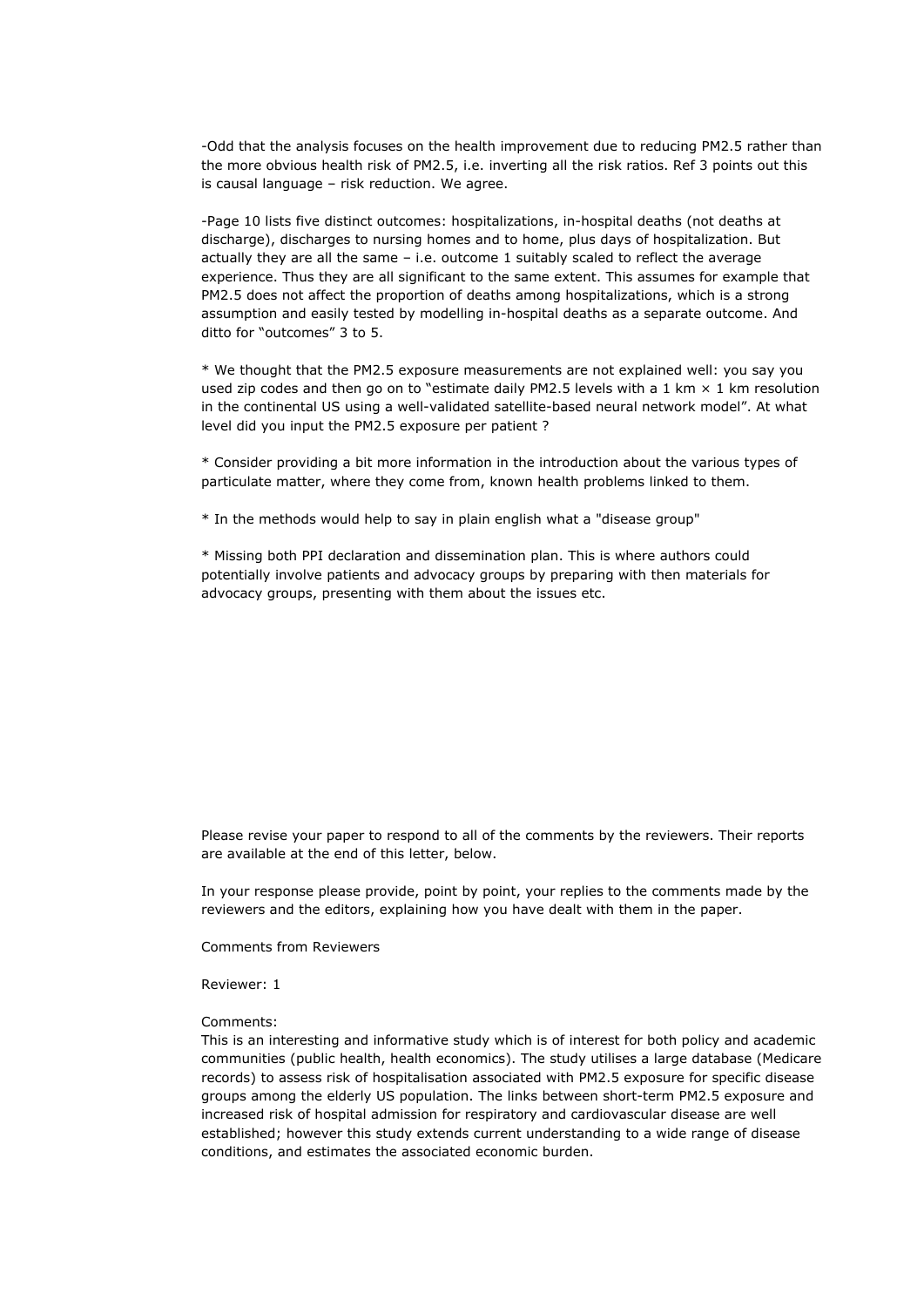-Odd that the analysis focuses on the health improvement due to reducing PM2.5 rather than the more obvious health risk of PM2.5, i.e. inverting all the risk ratios. Ref 3 points out this is causal language – risk reduction. We agree.

-Page 10 lists five distinct outcomes: hospitalizations, in-hospital deaths (not deaths at discharge), discharges to nursing homes and to home, plus days of hospitalization. But actually they are all the same – i.e. outcome 1 suitably scaled to reflect the average experience. Thus they are all significant to the same extent. This assumes for example that PM2.5 does not affect the proportion of deaths among hospitalizations, which is a strong assumption and easily tested by modelling in-hospital deaths as a separate outcome. And ditto for "outcomes" 3 to 5.

* We thought that the PM2.5 exposure measurements are not explained well: you say you used zip codes and then go on to "estimate daily PM2.5 levels with a 1 km × 1 km resolution in the continental US using a well-validated satellite-based neural network model". At what level did you input the PM2.5 exposure per patient ?

* Consider providing a bit more information in the introduction about the various types of particulate matter, where they come from, known health problems linked to them.

* In the methods would help to say in plain english what a "disease group"

* Missing both PPI declaration and dissemination plan. This is where authors could potentially involve patients and advocacy groups by preparing with then materials for advocacy groups, presenting with them about the issues etc.

Please revise your paper to respond to all of the comments by the reviewers. Their reports are available at the end of this letter, below.

In your response please provide, point by point, your replies to the comments made by the reviewers and the editors, explaining how you have dealt with them in the paper.

Comments from Reviewers

Reviewer: 1

Comments:
This is an interesting and informative study which is of interest for both policy and academic communities (public health, health economics). The study utilises a large database (Medicare records) to assess risk of hospitalisation associated with PM2.5 exposure for specific disease groups among the elderly US population. The links between short-term PM2.5 exposure and increased risk of hospital admission for respiratory and cardiovascular disease are well established; however this study extends current understanding to a wide range of disease conditions, and estimates the associated economic burden.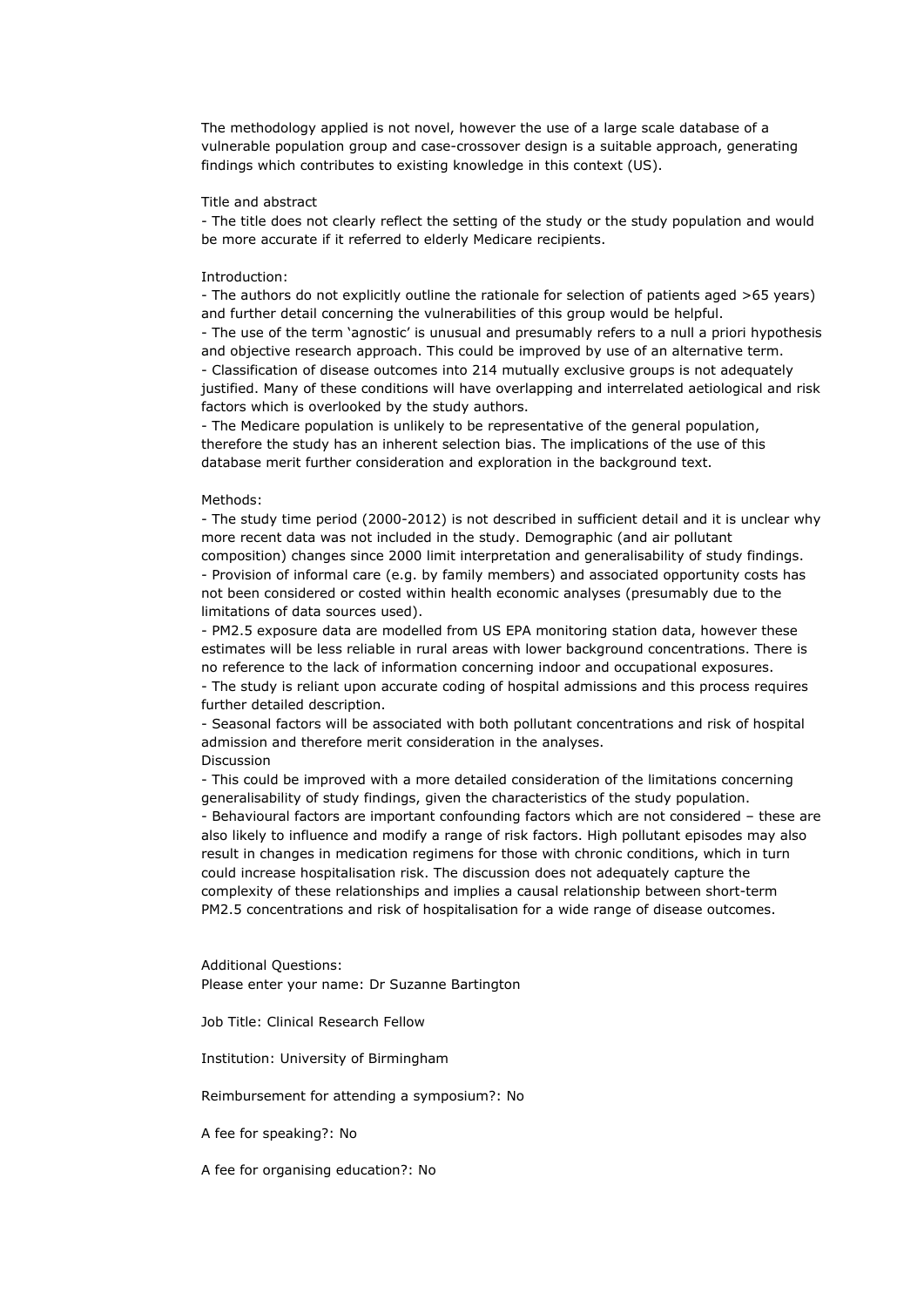The methodology applied is not novel, however the use of a large scale database of a vulnerable population group and case-crossover design is a suitable approach, generating findings which contributes to existing knowledge in this context (US).

Title and abstract

- The title does not clearly reflect the setting of the study or the study population and would be more accurate if it referred to elderly Medicare recipients.

Introduction:

- The authors do not explicitly outline the rationale for selection of patients aged >65 years) and further detail concerning the vulnerabilities of this group would be helpful.
- The use of the term 'agnostic' is unusual and presumably refers to a null a priori hypothesis and objective research approach. This could be improved by use of an alternative term.
- Classification of disease outcomes into 214 mutually exclusive groups is not adequately justified. Many of these conditions will have overlapping and interrelated aetiological and risk factors which is overlooked by the study authors.
- The Medicare population is unlikely to be representative of the general population, therefore the study has an inherent selection bias. The implications of the use of this database merit further consideration and exploration in the background text.

Methods:

- The study time period (2000-2012) is not described in sufficient detail and it is unclear why more recent data was not included in the study. Demographic (and air pollutant composition) changes since 2000 limit interpretation and generalisability of study findings.
- Provision of informal care (e.g. by family members) and associated opportunity costs has not been considered or costed within health economic analyses (presumably due to the limitations of data sources used).
- PM2.5 exposure data are modelled from US EPA monitoring station data, however these estimates will be less reliable in rural areas with lower background concentrations. There is no reference to the lack of information concerning indoor and occupational exposures.
- The study is reliant upon accurate coding of hospital admissions and this process requires further detailed description.
- Seasonal factors will be associated with both pollutant concentrations and risk of hospital admission and therefore merit consideration in the analyses.

Discussion

- This could be improved with a more detailed consideration of the limitations concerning generalisability of study findings, given the characteristics of the study population.
- Behavioural factors are important confounding factors which are not considered – these are also likely to influence and modify a range of risk factors. High pollutant episodes may also result in changes in medication regimens for those with chronic conditions, which in turn could increase hospitalisation risk. The discussion does not adequately capture the complexity of these relationships and implies a causal relationship between short-term PM2.5 concentrations and risk of hospitalisation for a wide range of disease outcomes.

Additional Questions:

Please enter your name: Dr Suzanne Bartington

Job Title: Clinical Research Fellow

Institution: University of Birmingham

Reimbursement for attending a symposium?: No

A fee for speaking?: No

A fee for organising education?: No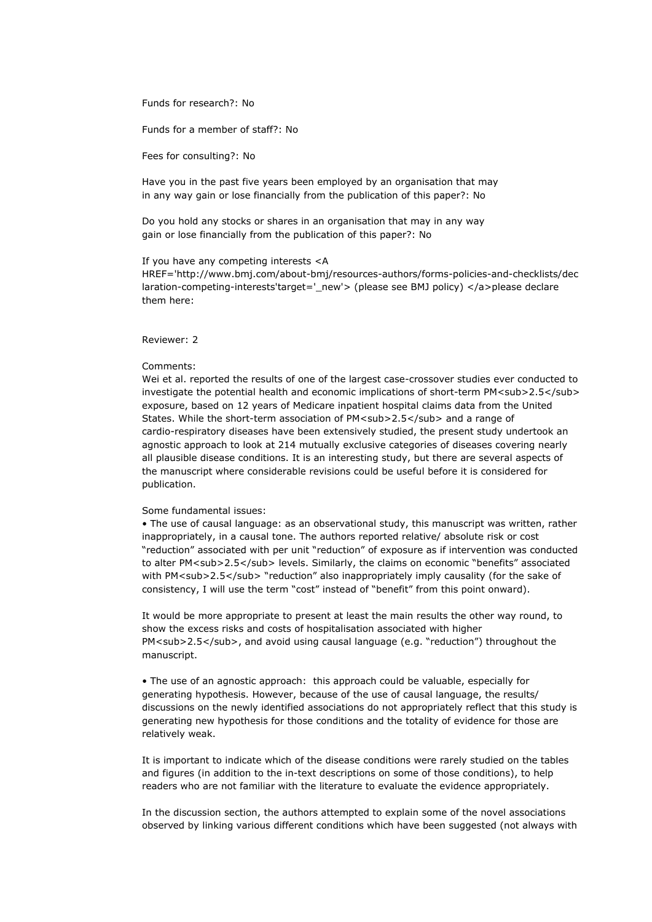Funds for research?: No

Funds for a member of staff?: No

Fees for consulting?: No

Have you in the past five years been employed by an organisation that may in any way gain or lose financially from the publication of this paper?: No

Do you hold any stocks or shares in an organisation that may in any way gain or lose financially from the publication of this paper?: No

If you have any competing interests <A HREF='http://www.bmj.com/about-bmj/resources-authors/forms-policies-and-checklists/declaration-competing-interests'target='_new'> (please see BMJ policy) </a>please declare them here:

Reviewer: 2

Comments:
Wei et al. reported the results of one of the largest case-crossover studies ever conducted to investigate the potential health and economic implications of short-term $PM_{2.5}$ exposure, based on 12 years of Medicare inpatient hospital claims data from the United States. While the short-term association of $PM_{2.5}$ and a range of cardio-respiratory diseases have been extensively studied, the present study undertook an agnostic approach to look at 214 mutually exclusive categories of diseases covering nearly all plausible disease conditions. It is an interesting study, but there are several aspects of the manuscript where considerable revisions could be useful before it is considered for publication.

Some fundamental issues:
• The use of causal language: as an observational study, this manuscript was written, rather inappropriately, in a causal tone. The authors reported relative/ absolute risk or cost "reduction" associated with per unit "reduction" of exposure as if intervention was conducted to alter $PM_{2.5}$ levels. Similarly, the claims on economic "benefits" associated with $PM_{2.5}$ "reduction" also inappropriately imply causality (for the sake of consistency, I will use the term "cost" instead of "benefit" from this point onward).

It would be more appropriate to present at least the main results the other way round, to show the excess risks and costs of hospitalisation associated with higher $PM_{2.5}$, and avoid using causal language (e.g. "reduction") throughout the manuscript.

• The use of an agnostic approach: this approach could be valuable, especially for generating hypothesis. However, because of the use of causal language, the results/ discussions on the newly identified associations do not appropriately reflect that this study is generating new hypothesis for those conditions and the totality of evidence for those are relatively weak.

It is important to indicate which of the disease conditions were rarely studied on the tables and figures (in addition to the in-text descriptions on some of those conditions), to help readers who are not familiar with the literature to evaluate the evidence appropriately.

In the discussion section, the authors attempted to explain some of the novel associations observed by linking various different conditions which have been suggested (not always with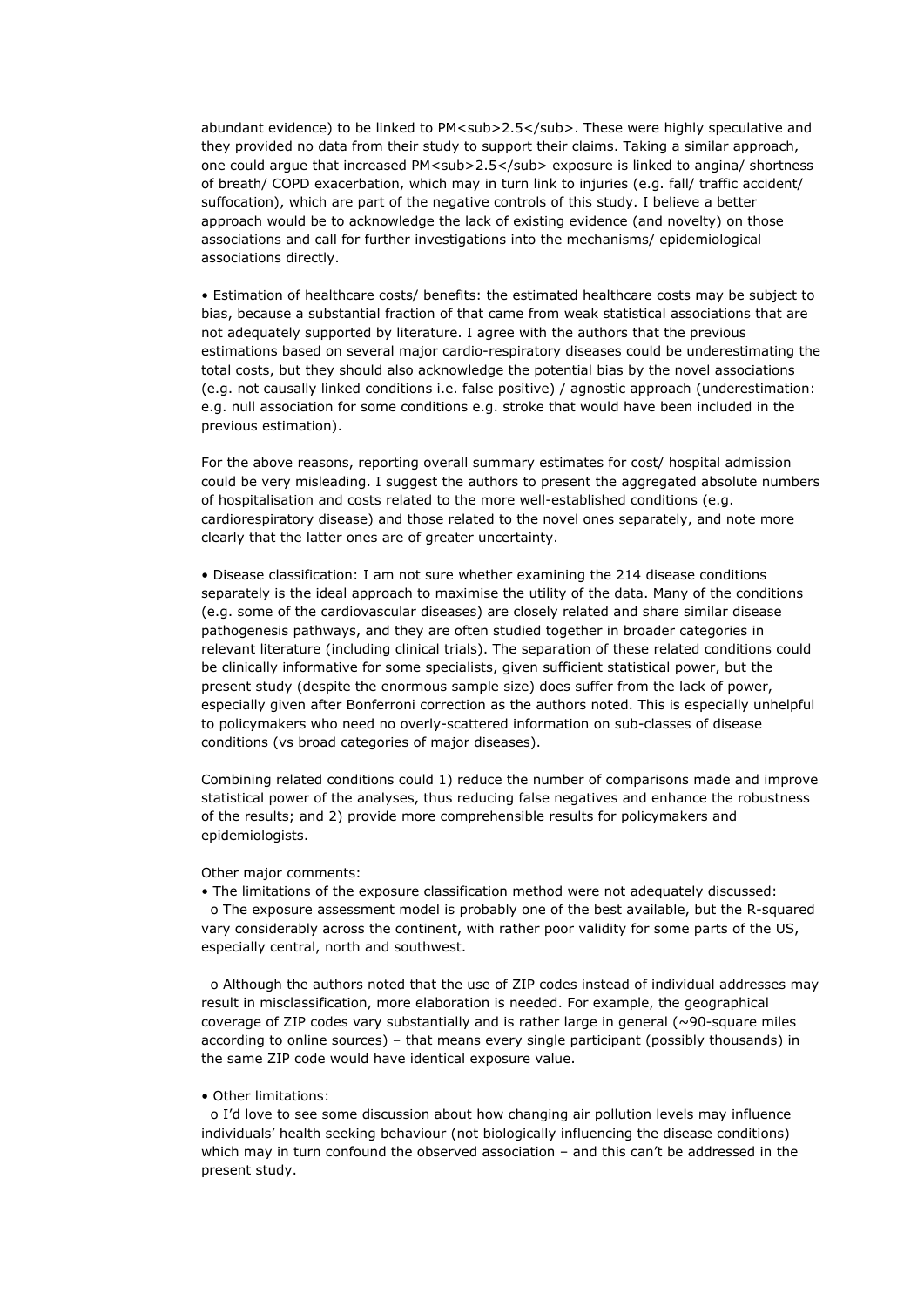abundant evidence) to be linked to $PM_{2.5}$. These were highly speculative and they provided no data from their study to support their claims. Taking a similar approach, one could argue that increased $PM_{2.5}$ exposure is linked to angina/ shortness of breath/ COPD exacerbation, which may in turn link to injuries (e.g. fall/ traffic accident/ suffocation), which are part of the negative controls of this study. I believe a better approach would be to acknowledge the lack of existing evidence (and novelty) on those associations and call for further investigations into the mechanisms/ epidemiological associations directly.

• Estimation of healthcare costs/ benefits: the estimated healthcare costs may be subject to bias, because a substantial fraction of that came from weak statistical associations that are not adequately supported by literature. I agree with the authors that the previous estimations based on several major cardio-respiratory diseases could be underestimating the total costs, but they should also acknowledge the potential bias by the novel associations (e.g. not causally linked conditions i.e. false positive) / agnostic approach (underestimation: e.g. null association for some conditions e.g. stroke that would have been included in the previous estimation).

For the above reasons, reporting overall summary estimates for cost/ hospital admission could be very misleading. I suggest the authors to present the aggregated absolute numbers of hospitalisation and costs related to the more well-established conditions (e.g. cardiorespiratory disease) and those related to the novel ones separately, and note more clearly that the latter ones are of greater uncertainty.

• Disease classification: I am not sure whether examining the 214 disease conditions separately is the ideal approach to maximise the utility of the data. Many of the conditions (e.g. some of the cardiovascular diseases) are closely related and share similar disease pathogenesis pathways, and they are often studied together in broader categories in relevant literature (including clinical trials). The separation of these related conditions could be clinically informative for some specialists, given sufficient statistical power, but the present study (despite the enormous sample size) does suffer from the lack of power, especially given after Bonferroni correction as the authors noted. This is especially unhelpful to policymakers who need no overly-scattered information on sub-classes of disease conditions (vs broad categories of major diseases).

Combining related conditions could 1) reduce the number of comparisons made and improve statistical power of the analyses, thus reducing false negatives and enhance the robustness of the results; and 2) provide more comprehensible results for policymakers and epidemiologists.

Other major comments:

• The limitations of the exposure classification method were not adequately discussed:
  - The exposure assessment model is probably one of the best available, but the R-squared vary considerably across the continent, with rather poor validity for some parts of the US, especially central, north and southwest.

  - Although the authors noted that the use of ZIP codes instead of individual addresses may result in misclassification, more elaboration is needed. For example, the geographical coverage of ZIP codes vary substantially and is rather large in general (~90-square miles according to online sources) – that means every single participant (possibly thousands) in the same ZIP code would have identical exposure value.

• Other limitations:
  - I'd love to see some discussion about how changing air pollution levels may influence individuals' health seeking behaviour (not biologically influencing the disease conditions) which may in turn confound the observed association – and this can't be addressed in the present study.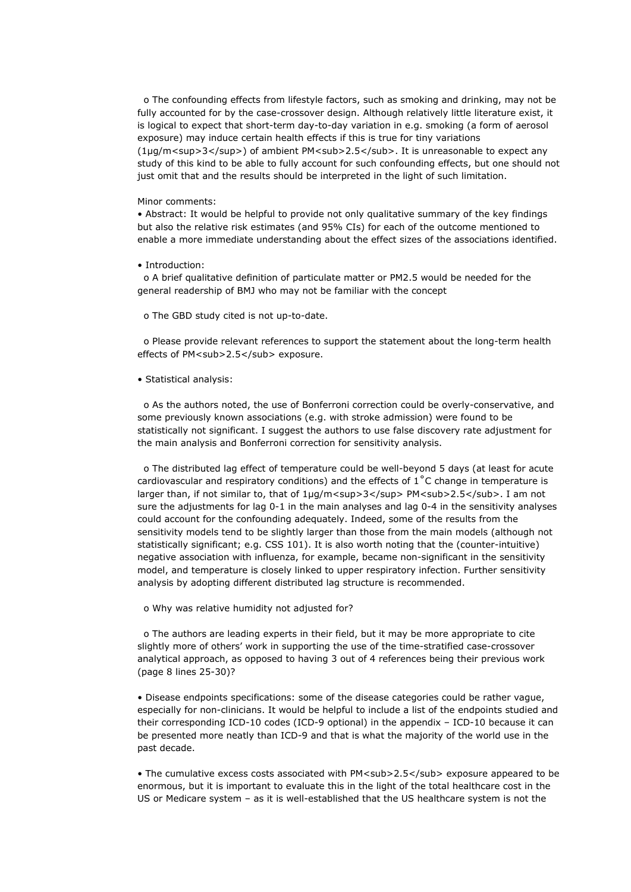o The confounding effects from lifestyle factors, such as smoking and drinking, may not be fully accounted for by the case-crossover design. Although relatively little literature exist, it is logical to expect that short-term day-to-day variation in e.g. smoking (a form of aerosol exposure) may induce certain health effects if this is true for tiny variations ($1\mu g/m^3$) of ambient $PM_{2.5}$. It is unreasonable to expect any study of this kind to be able to fully account for such confounding effects, but one should not just omit that and the results should be interpreted in the light of such limitation.

Minor comments:

• Abstract: It would be helpful to provide not only qualitative summary of the key findings but also the relative risk estimates (and 95% CIs) for each of the outcome mentioned to enable a more immediate understanding about the effect sizes of the associations identified.

• Introduction:

o A brief qualitative definition of particulate matter or PM2.5 would be needed for the general readership of BMJ who may not be familiar with the concept

o The GBD study cited is not up-to-date.

o Please provide relevant references to support the statement about the long-term health effects of $PM_{2.5}$ exposure.

• Statistical analysis:

o As the authors noted, the use of Bonferroni correction could be overly-conservative, and some previously known associations (e.g. with stroke admission) were found to be statistically not significant. I suggest the authors to use false discovery rate adjustment for the main analysis and Bonferroni correction for sensitivity analysis.

o The distributed lag effect of temperature could be well-beyond 5 days (at least for acute cardiovascular and respiratory conditions) and the effects of $1^{\circ}C$ change in temperature is larger than, if not similar to, that of $1\mu g/m^3$ $PM_{2.5}$. I am not sure the adjustments for lag 0-1 in the main analyses and lag 0-4 in the sensitivity analyses could account for the confounding adequately. Indeed, some of the results from the sensitivity models tend to be slightly larger than those from the main models (although not statistically significant; e.g. CSS 101). It is also worth noting that the (counter-intuitive) negative association with influenza, for example, became non-significant in the sensitivity model, and temperature is closely linked to upper respiratory infection. Further sensitivity analysis by adopting different distributed lag structure is recommended.

o Why was relative humidity not adjusted for?

o The authors are leading experts in their field, but it may be more appropriate to cite slightly more of others' work in supporting the use of the time-stratified case-crossover analytical approach, as opposed to having 3 out of 4 references being their previous work (page 8 lines 25-30)?

• Disease endpoints specifications: some of the disease categories could be rather vague, especially for non-clinicians. It would be helpful to include a list of the endpoints studied and their corresponding ICD-10 codes (ICD-9 optional) in the appendix – ICD-10 because it can be presented more neatly than ICD-9 and that is what the majority of the world use in the past decade.

• The cumulative excess costs associated with $PM_{2.5}$ exposure appeared to be enormous, but it is important to evaluate this in the light of the total healthcare cost in the US or Medicare system – as it is well-established that the US healthcare system is not the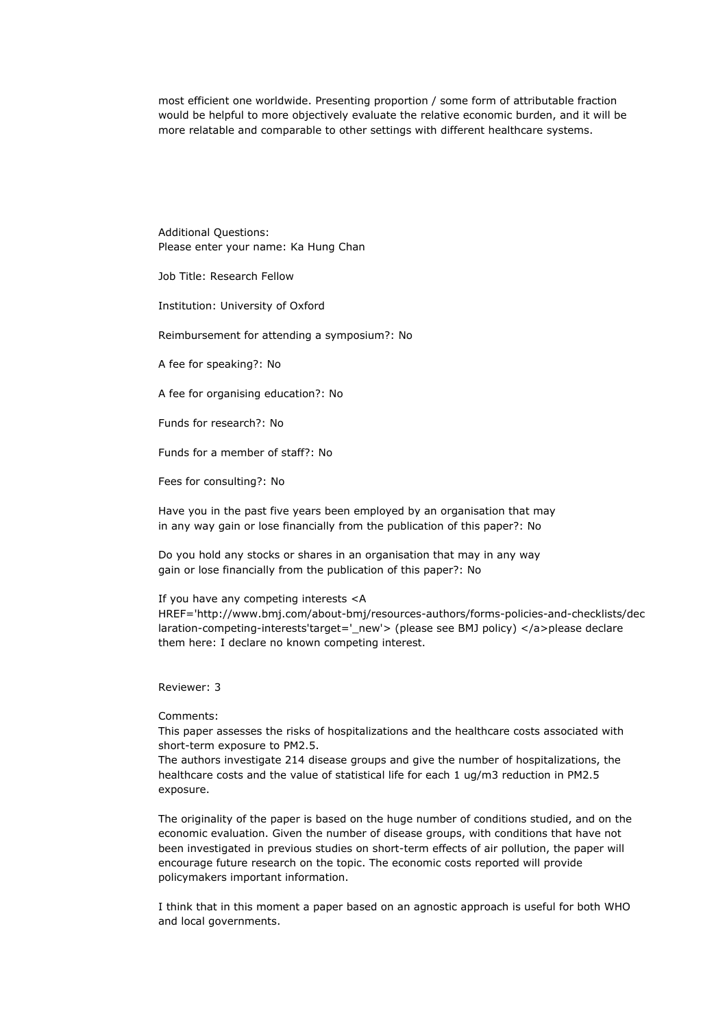most efficient one worldwide. Presenting proportion / some form of attributable fraction would be helpful to more objectively evaluate the relative economic burden, and it will be more relatable and comparable to other settings with different healthcare systems.

Additional Questions:
Please enter your name: Ka Hung Chan

Job Title: Research Fellow

Institution: University of Oxford

Reimbursement for attending a symposium?: No

A fee for speaking?: No

A fee for organising education?: No

Funds for research?: No

Funds for a member of staff?: No

Fees for consulting?: No

Have you in the past five years been employed by an organisation that may in any way gain or lose financially from the publication of this paper?: No

Do you hold any stocks or shares in an organisation that may in any way gain or lose financially from the publication of this paper?: No

If you have any competing interests <A HREF='http://www.bmj.com/about-bmj/resources-authors/forms-policies-and-checklists/declaration-competing-interests'target='_new'> (please see BMJ policy) </a>please declare them here: I declare no known competing interest.

Reviewer: 3

Comments:
This paper assesses the risks of hospitalizations and the healthcare costs associated with short-term exposure to PM2.5.
The authors investigate 214 disease groups and give the number of hospitalizations, the healthcare costs and the value of statistical life for each 1 ug/m3 reduction in PM2.5 exposure.

The originality of the paper is based on the huge number of conditions studied, and on the economic evaluation. Given the number of disease groups, with conditions that have not been investigated in previous studies on short-term effects of air pollution, the paper will encourage future research on the topic. The economic costs reported will provide policymakers important information.

I think that in this moment a paper based on an agnostic approach is useful for both WHO and local governments.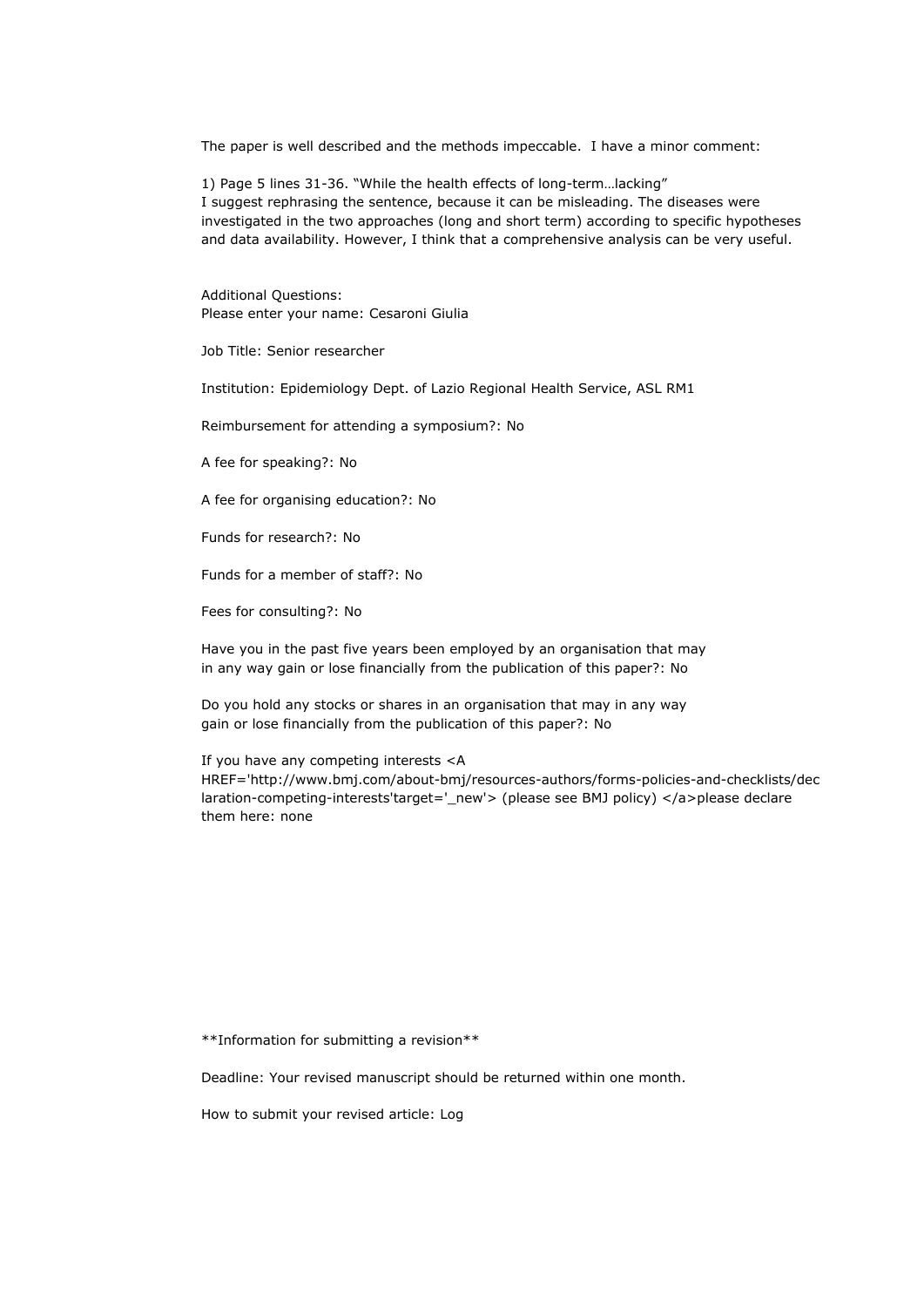The paper is well described and the methods impeccable. I have a minor comment:

1) Page 5 lines 31-36. "While the health effects of long-term…lacking"
I suggest rephrasing the sentence, because it can be misleading. The diseases were investigated in the two approaches (long and short term) according to specific hypotheses and data availability. However, I think that a comprehensive analysis can be very useful.

Additional Questions:
Please enter your name: Cesaroni Giulia

Job Title: Senior researcher

Institution: Epidemiology Dept. of Lazio Regional Health Service, ASL RM1

Reimbursement for attending a symposium?: No

A fee for speaking?: No

A fee for organising education?: No

Funds for research?: No

Funds for a member of staff?: No

Fees for consulting?: No

Have you in the past five years been employed by an organisation that may in any way gain or lose financially from the publication of this paper?: No

Do you hold any stocks or shares in an organisation that may in any way gain or lose financially from the publication of this paper?: No

If you have any competing interests <A HREF='http://www.bmj.com/about-bmj/resources-authors/forms-policies-and-checklists/declaration-competing-interests'target='_new'> (please see BMJ policy) </a>please declare them here: none

**Information for submitting a revision**

Deadline: Your revised manuscript should be returned within one month.

How to submit your revised article: Log